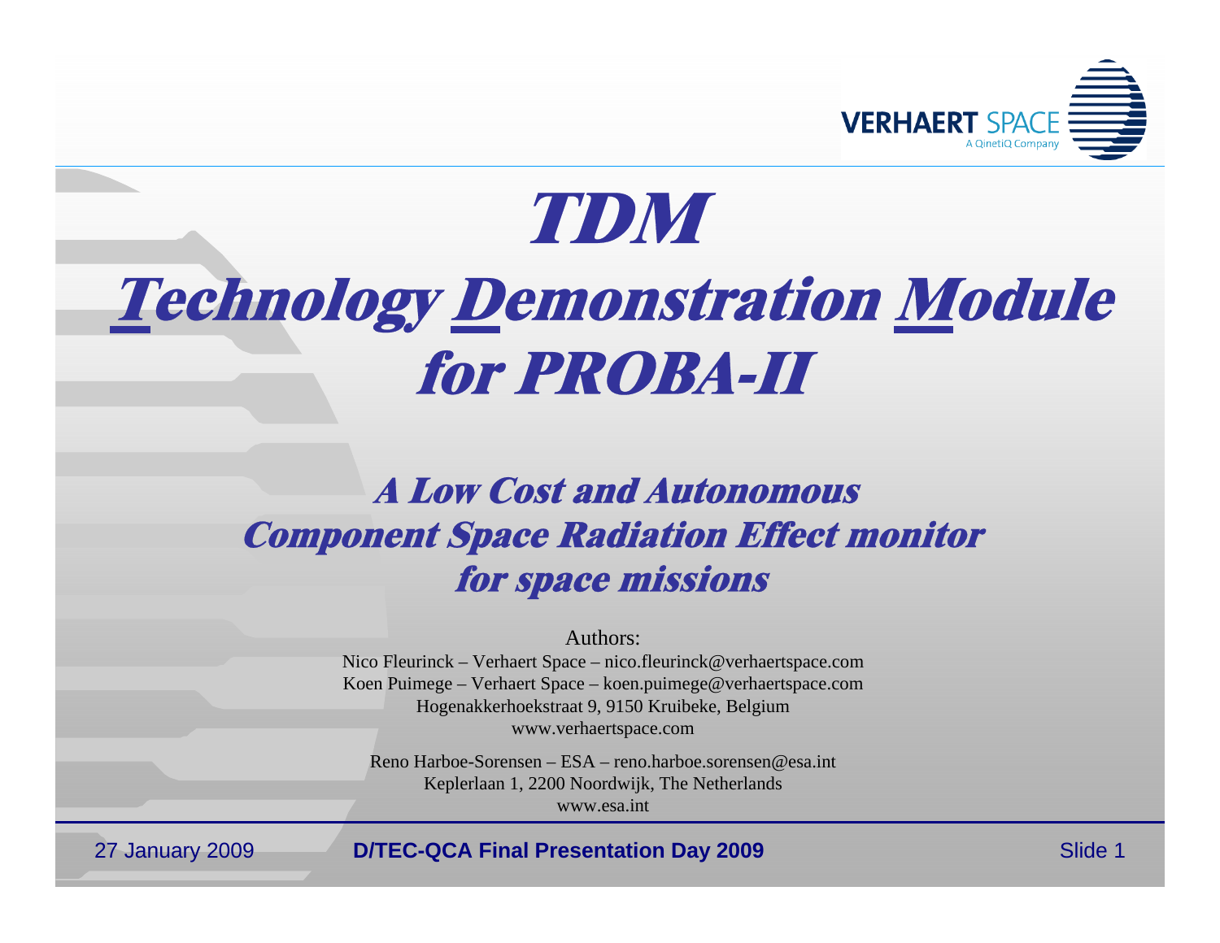# TDM

# Technology Demonstration Module for PROBA-II

## A Low Cost and Autonomous Component Space Radiation Effect monitor for space missions

Authors:

Nico Fleurinck – Verhaert Space – nico.fleurinck@verhaertspace.com
Koen Puimege – Verhaert Space – koen.puimege@verhaertspace.com
Hogenakkerhoekstraat 9, 9150 Kruibeke, Belgium
www.verhaertspace.com

Reno Harboe-Sorensen – ESA – reno.harboe.sorensen@esa.int
Keplerlaan 1, 2200 Noordwijk, The Netherlands
www.esa.int

27 January 2009 **D/TEC-QCA Final Presentation Day 2009**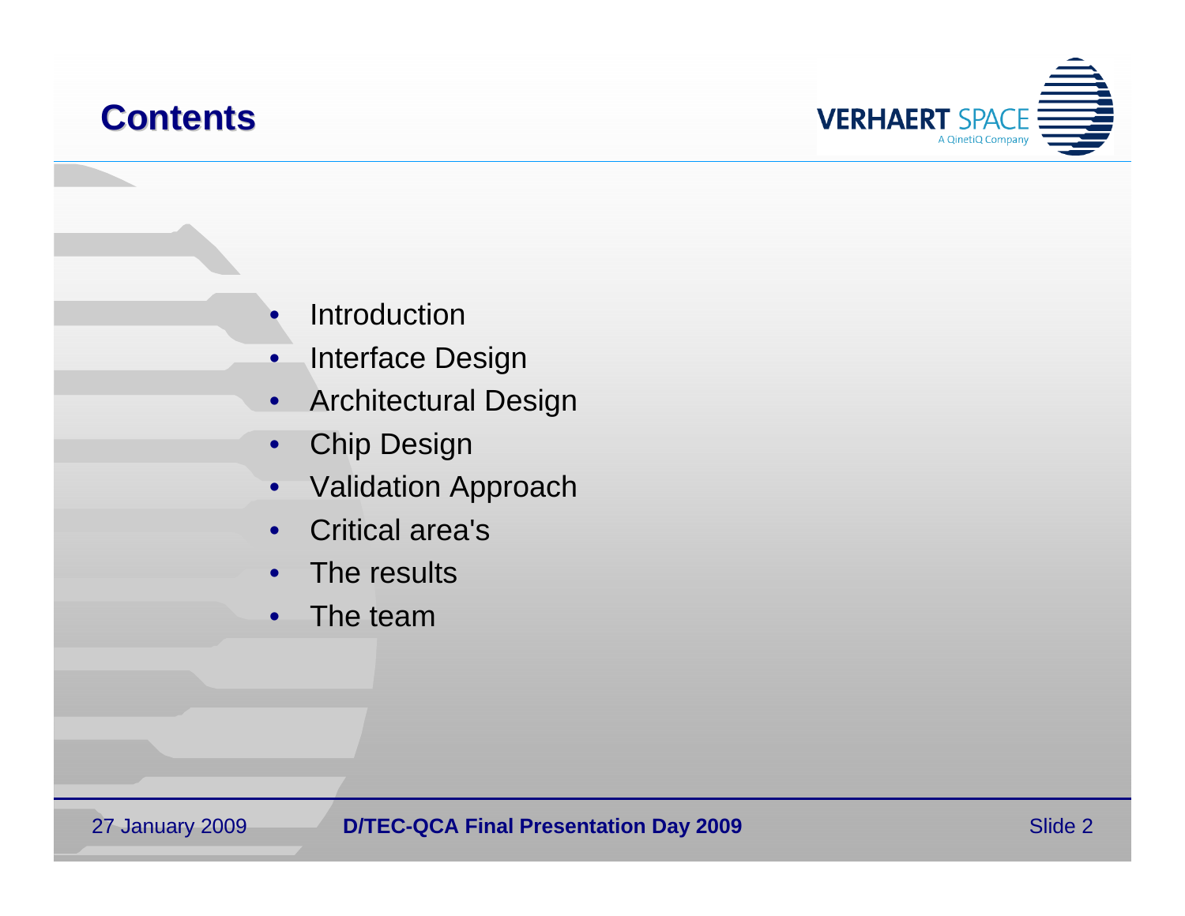# Contents

- Introduction
- Interface Design
- Architectural Design
- Chip Design
- Validation Approach
- Critical area's
- The results
- The team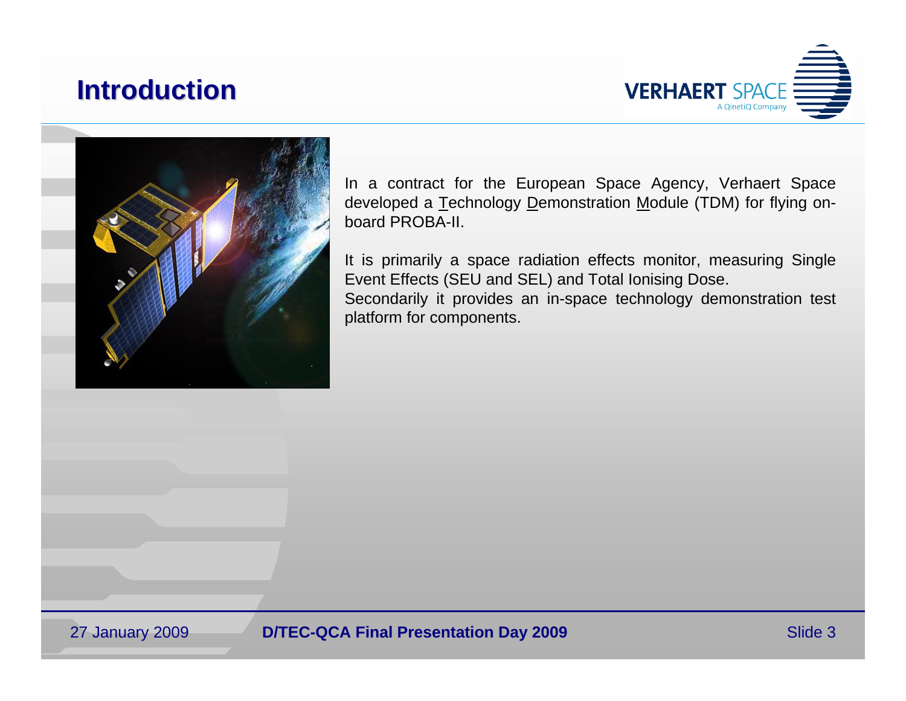# Introduction

In a contract for the European Space Agency, Verhaert Space developed a Technology Demonstration Module (TDM) for flying on-board PROBA-II.

It is primarily a space radiation effects monitor, measuring Single Event Effects (SEU and SEL) and Total Ionising Dose.
Secondarily it provides an in-space technology demonstration test platform for components.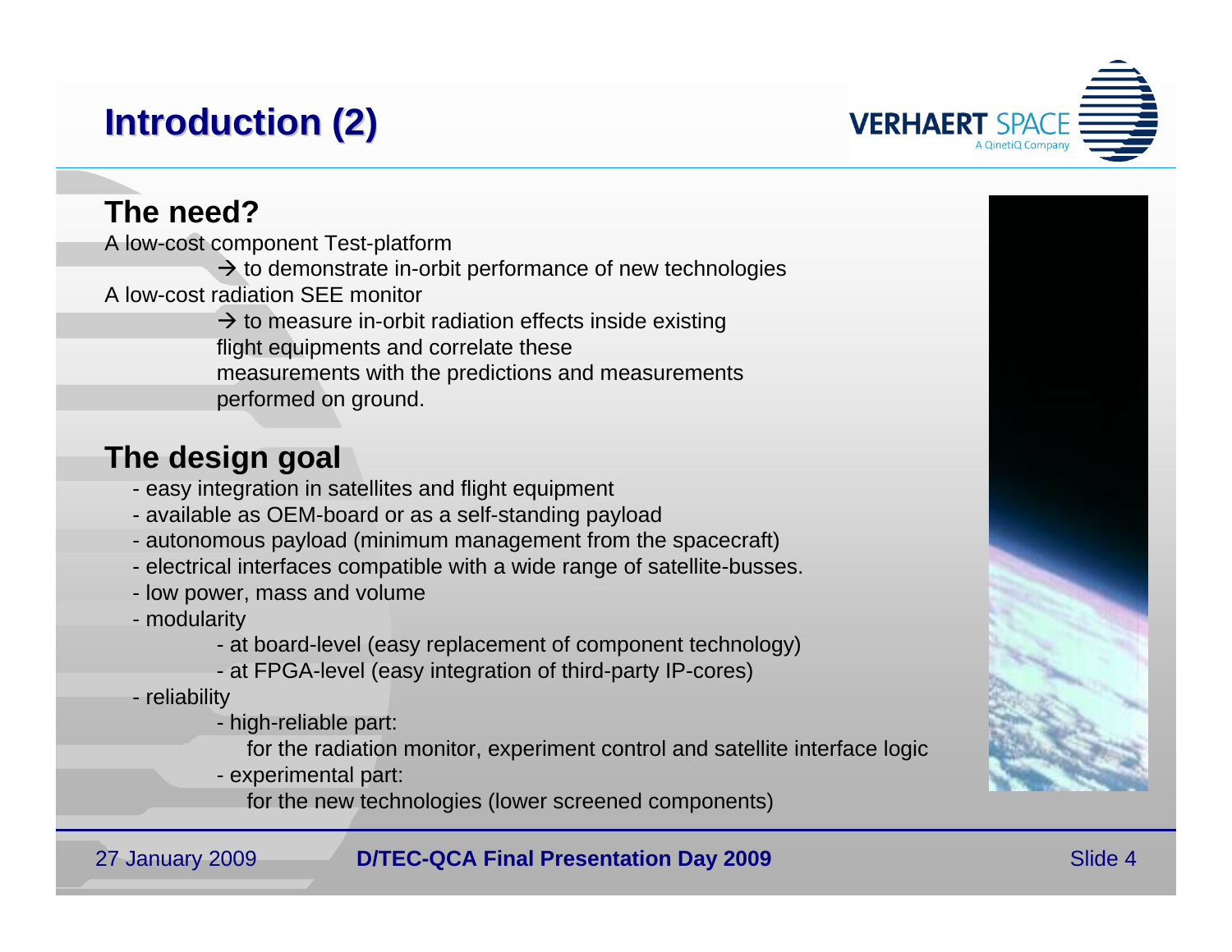# Introduction (2)

## The need?

A low-cost component Test-platform

→ to demonstrate in-orbit performance of new technologies

A low-cost radiation SEE monitor

→ to measure in-orbit radiation effects inside existing flight equipments and correlate these measurements with the predictions and measurements performed on ground.

## The design goal

- easy integration in satellites and flight equipment
- available as OEM-board or as a self-standing payload
- autonomous payload (minimum management from the spacecraft)
- electrical interfaces compatible with a wide range of satellite-busses.
- low power, mass and volume
- modularity
  - at board-level (easy replacement of component technology)
  - at FPGA-level (easy integration of third-party IP-cores)
- reliability
  - high-reliable part:
    for the radiation monitor, experiment control and satellite interface logic
  - experimental part:
    for the new technologies (lower screened components)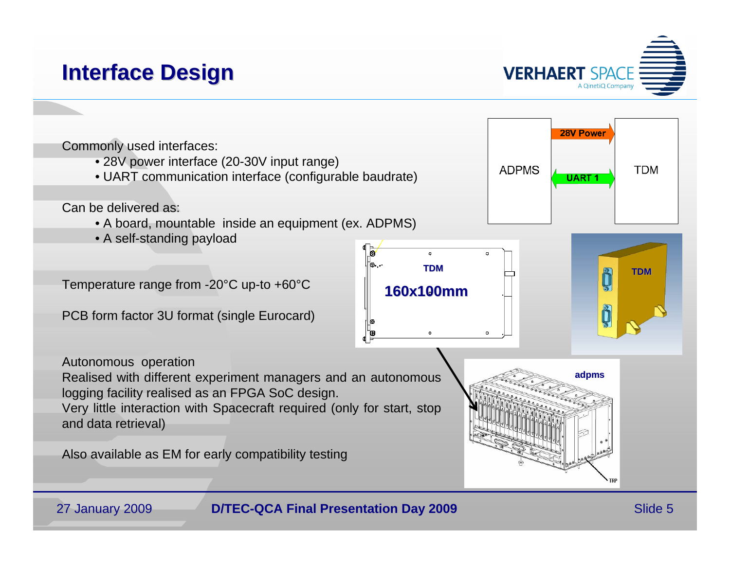# Interface Design

Commonly used interfaces:

- 28V power interface (20-30V input range)
- UART communication interface (configurable baudrate)

Can be delivered as:

- A board, mountable inside an equipment (ex. ADPMS)
- A self-standing payload

Temperature range from -20°C up-to +60°C

PCB form factor 3U format (single Eurocard)

Autonomous operation

Realised with different experiment managers and an autonomous logging facility realised as an FPGA SoC design.

Very little interaction with Spacecraft required (only for start, stop and data retrieval)

Also available as EM for early compatibility testing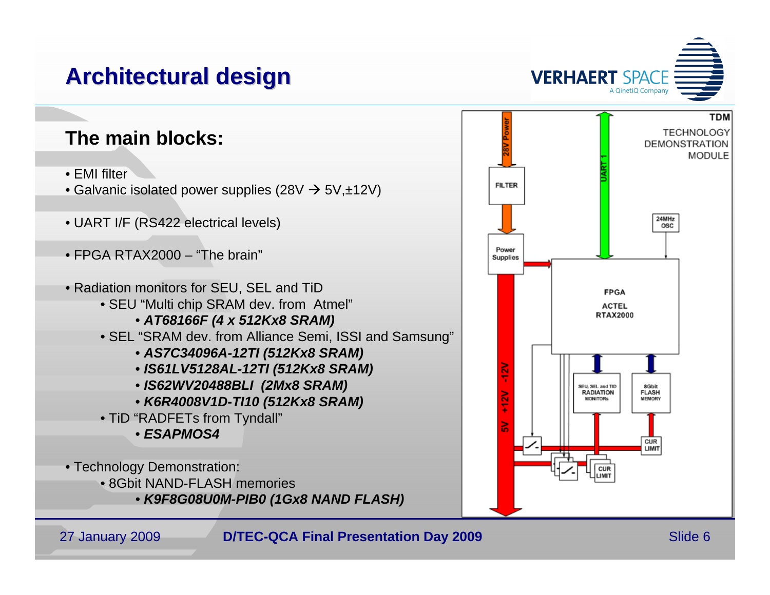# Architectural design

## The main blocks:

- EMI filter
- Galvanic isolated power supplies (28V → 5V,±12V)
- UART I/F (RS422 electrical levels)
- FPGA RTAX2000 – "The brain"
- Radiation monitors for SEU, SEL and TiD
  - SEU "Multi chip SRAM dev. from Atmel"
    - ***AT68166F (4 x 512Kx8 SRAM)***
  - SEL "SRAM dev. from Alliance Semi, ISSI and Samsung"
    - ***AS7C34096A-12TI (512Kx8 SRAM)***
    - ***IS61LV5128AL-12TI (512Kx8 SRAM)***
    - ***IS62WV20488BLI (2Mx8 SRAM)***
    - ***K6R4008V1D-TI10 (512Kx8 SRAM)***
  - TiD "RADFETs from Tyndall"
    - ***ESAPMOS4***
- Technology Demonstration:
  - 8Gbit NAND-FLASH memories
    - ***K9F8G08U0M-PIB0 (1Gx8 NAND FLASH)***

TDM TECHNOLOGY DEMONSTRATION MODULE

28V Power — FILTER — Power Supplies — 5V +12V -12V — UART 1 — 24MHz OSC — FPGA ACTEL RTAX2000 — SEU, SEL and TID RADIATION MONITORs — 8Gbit FLASH MEMORY — CUR LIMIT — CUR LIMIT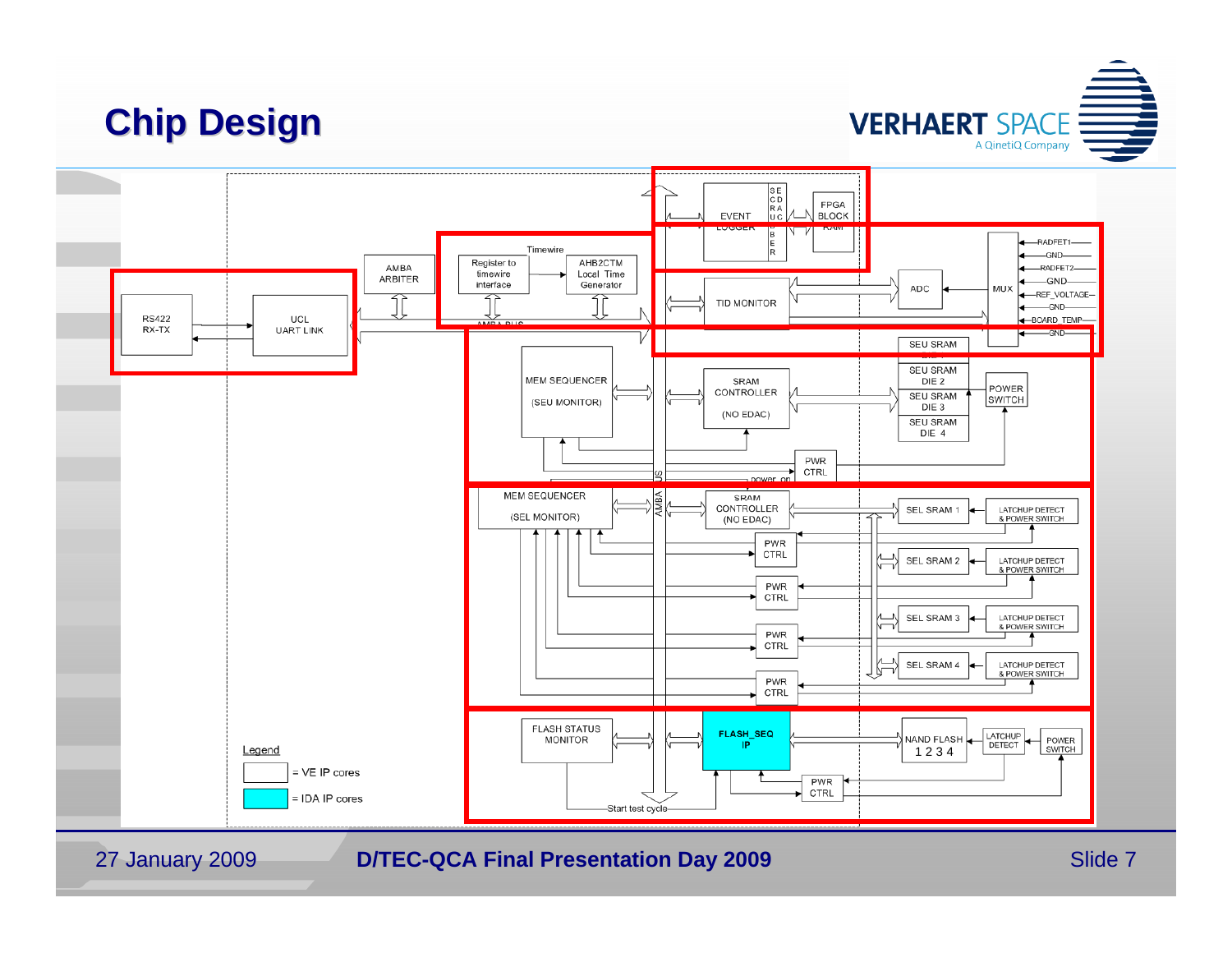# Chip Design

RS422 RX-TX

UCL UART LINK

AMBA ARBITER

Timewire

Register to timewire interface

AHB2CTM Local Time Generator

AMBA BUS

EVENT LOGGER

SEC DAC SCRUBBER

FPGA BLOCK RAM

TID MONITOR

ADC

MUX

RADFET1

GND

RADFET2

GND

REF_VOLTAGE

GND

BOARD_TEMP

GND

MEM SEQUENCER (SEU MONITOR)

SRAM CONTROLLER (NO EDAC)

SEU SRAM DIE 1

SEU SRAM DIE 2

SEU SRAM DIE 3

SEU SRAM DIE 4

POWER SWITCH

PWR CTRL

power_on

MEM SEQUENCER (SEL MONITOR)

SRAM CONTROLLER (NO EDAC)

SEL SRAM 1

SEL SRAM 2

SEL SRAM 3

SEL SRAM 4

LATCHUP DETECT & POWER SWITCH

PWR CTRL

FLASH STATUS MONITOR

FLASH_SEQ IP

NAND FLASH 1 2 3 4

LATCHUP DETECT

POWER SWITCH

PWR CTRL

Start test cycle

Legend

= VE IP cores

= IDA IP cores

27 January 2009

**D/TEC-QCA Final Presentation Day 2009**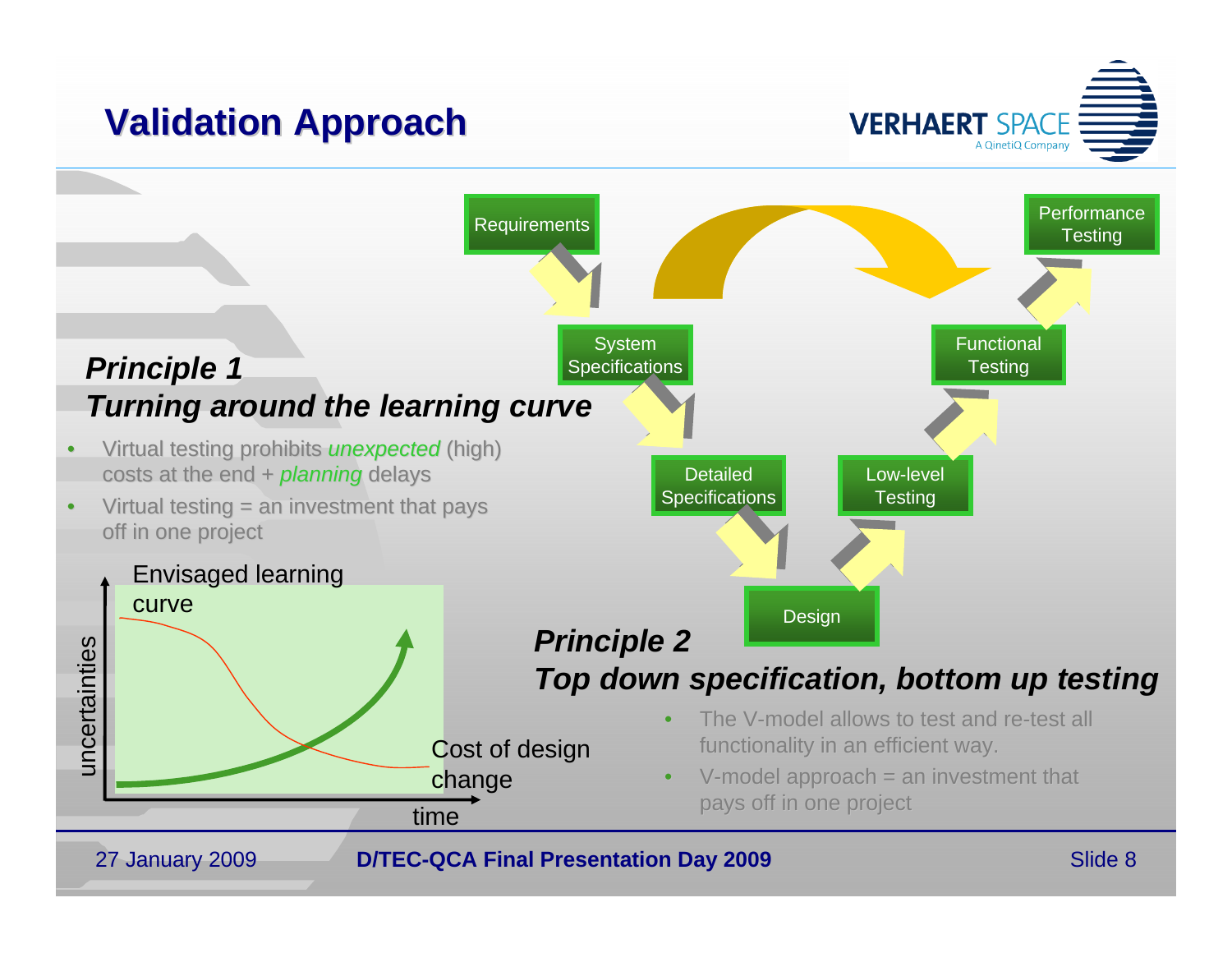# Validation Approach

## Principle 1
## *Turning around the learning curve*

- Virtual testing prohibits *unexpected* (high) costs at the end + *planning* delays
- Virtual testing = an investment that pays off in one project

Envisaged learning curve

uncertainties

Cost of design change

time

Requirements

System Specifications

Detailed Specifications

Design

Low-level Testing

Functional Testing

Performance Testing

## Principle 2
## *Top down specification, bottom up testing*

- The V-model allows to test and re-test all functionality in an efficient way.
- V-model approach = an investment that pays off in one project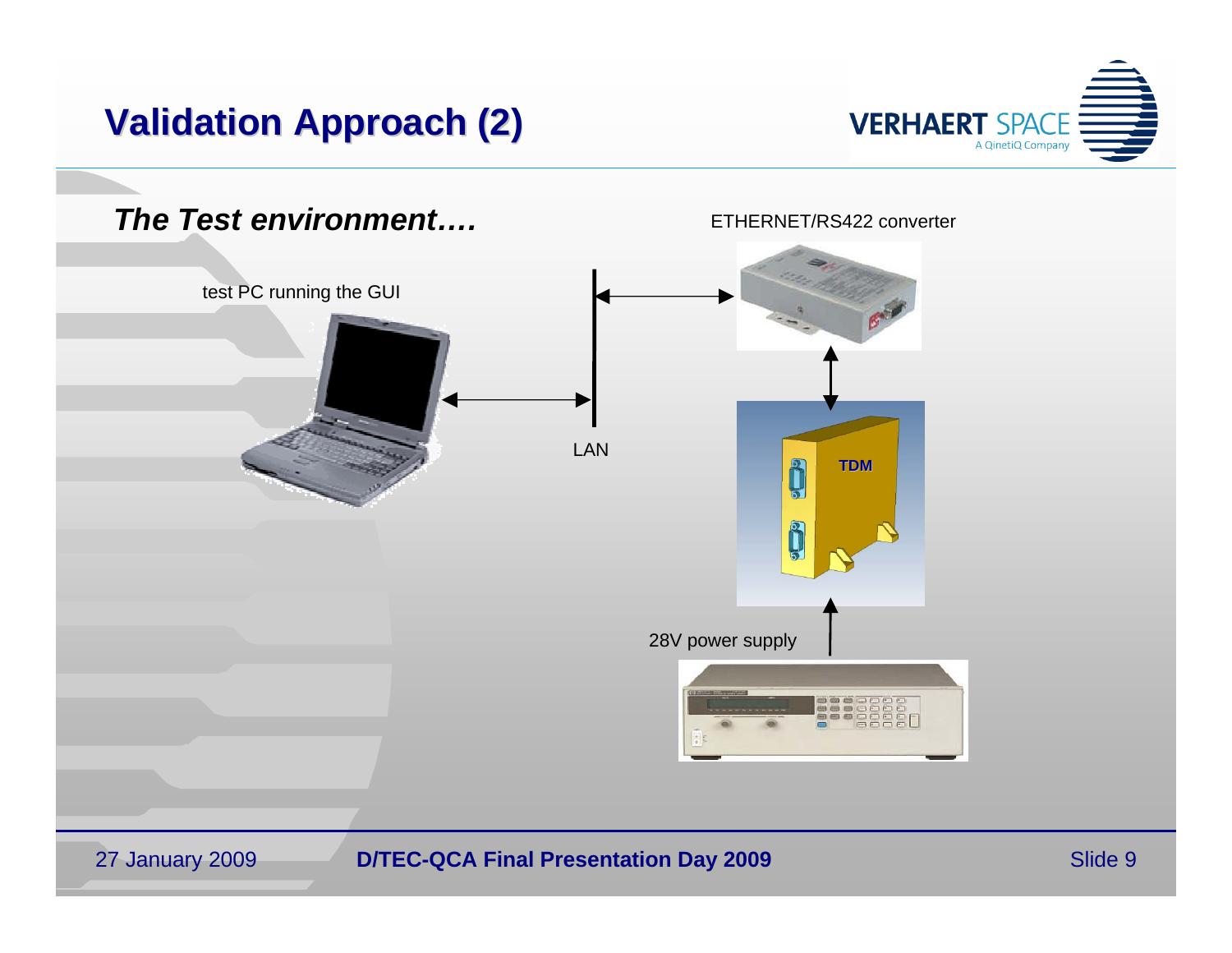# Validation Approach (2)

***The Test environment….***

ETHERNET/RS422 converter

test PC running the GUI

LAN

TDM

28V power supply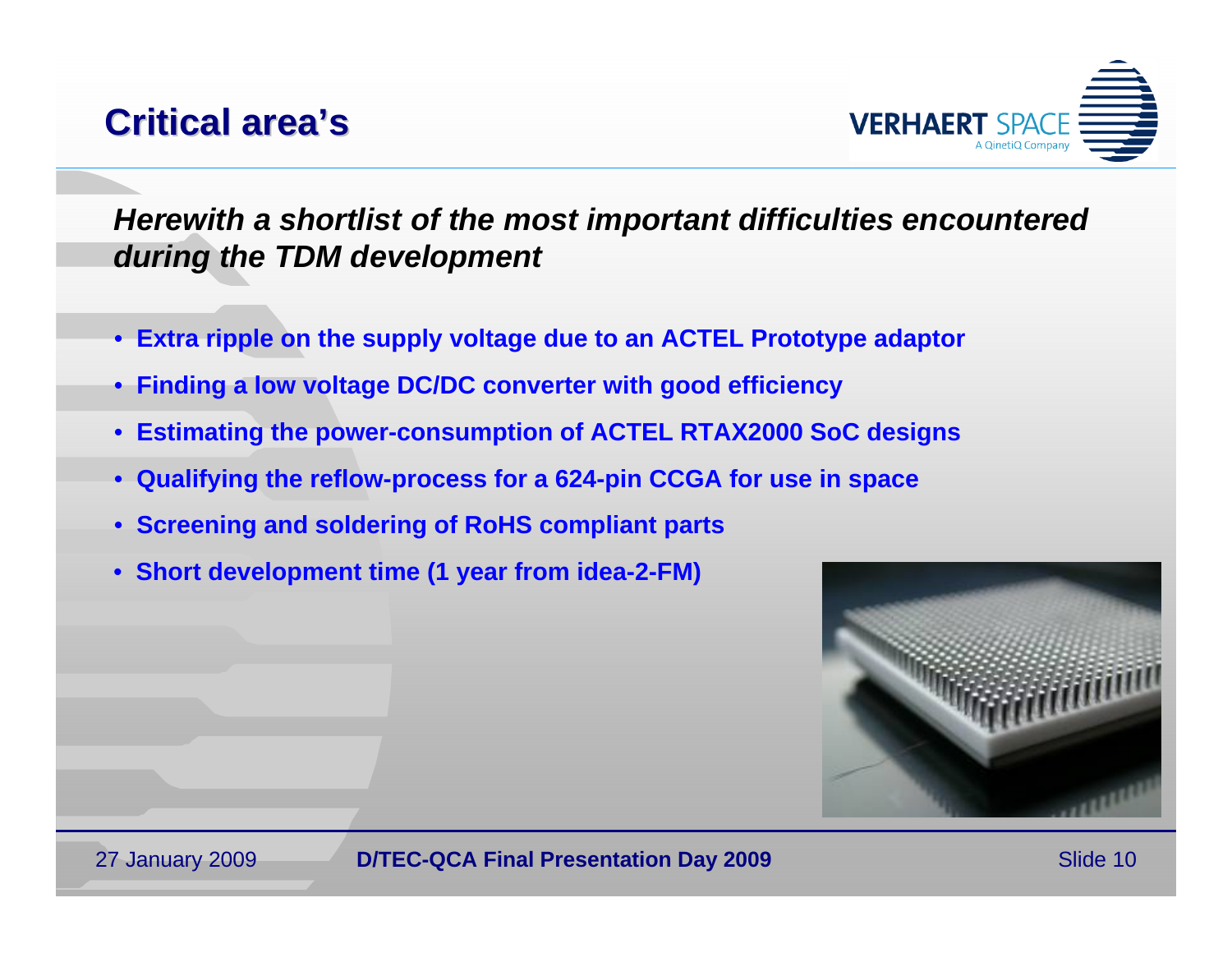# Critical area's

***Herewith a shortlist of the most important difficulties encountered during the TDM development***

- **Extra ripple on the supply voltage due to an ACTEL Prototype adaptor**
- **Finding a low voltage DC/DC converter with good efficiency**
- **Estimating the power-consumption of ACTEL RTAX2000 SoC designs**
- **Qualifying the reflow-process for a 624-pin CCGA for use in space**
- **Screening and soldering of RoHS compliant parts**
- **Short development time (1 year from idea-2-FM)**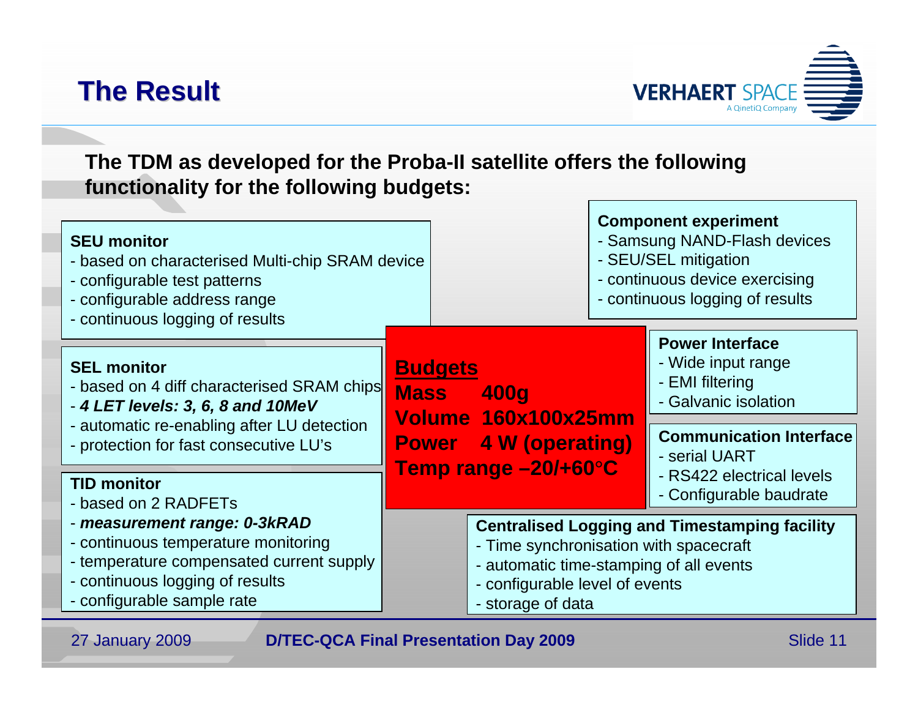# The Result

**The TDM as developed for the Proba-II satellite offers the following functionality for the following budgets:**

**SEU monitor**
- based on characterised Multi-chip SRAM device
- configurable test patterns
- configurable address range
- continuous logging of results

**SEL monitor**
- based on 4 diff characterised SRAM chips
- ***4 LET levels: 3, 6, 8 and 10MeV***
- automatic re-enabling after LU detection
- protection for fast consecutive LU's

**TID monitor**
- based on 2 RADFETs
- ***measurement range: 0-3kRAD***
- continuous temperature monitoring
- temperature compensated current supply
- continuous logging of results
- configurable sample rate

**Budgets**

| | |
|---|---|
| **Mass** | **400g** |
| **Volume** | **160x100x25mm** |
| **Power** | **4 W (operating)** |
| **Temp range** | **–20/+60°C** |

**Component experiment**
- Samsung NAND-Flash devices
- SEU/SEL mitigation
- continuous device exercising
- continuous logging of results

**Power Interface**
- Wide input range
- EMI filtering
- Galvanic isolation

**Communication Interface**
- serial UART
- RS422 electrical levels
- Configurable baudrate

**Centralised Logging and Timestamping facility**
- Time synchronisation with spacecraft
- automatic time-stamping of all events
- configurable level of events
- storage of data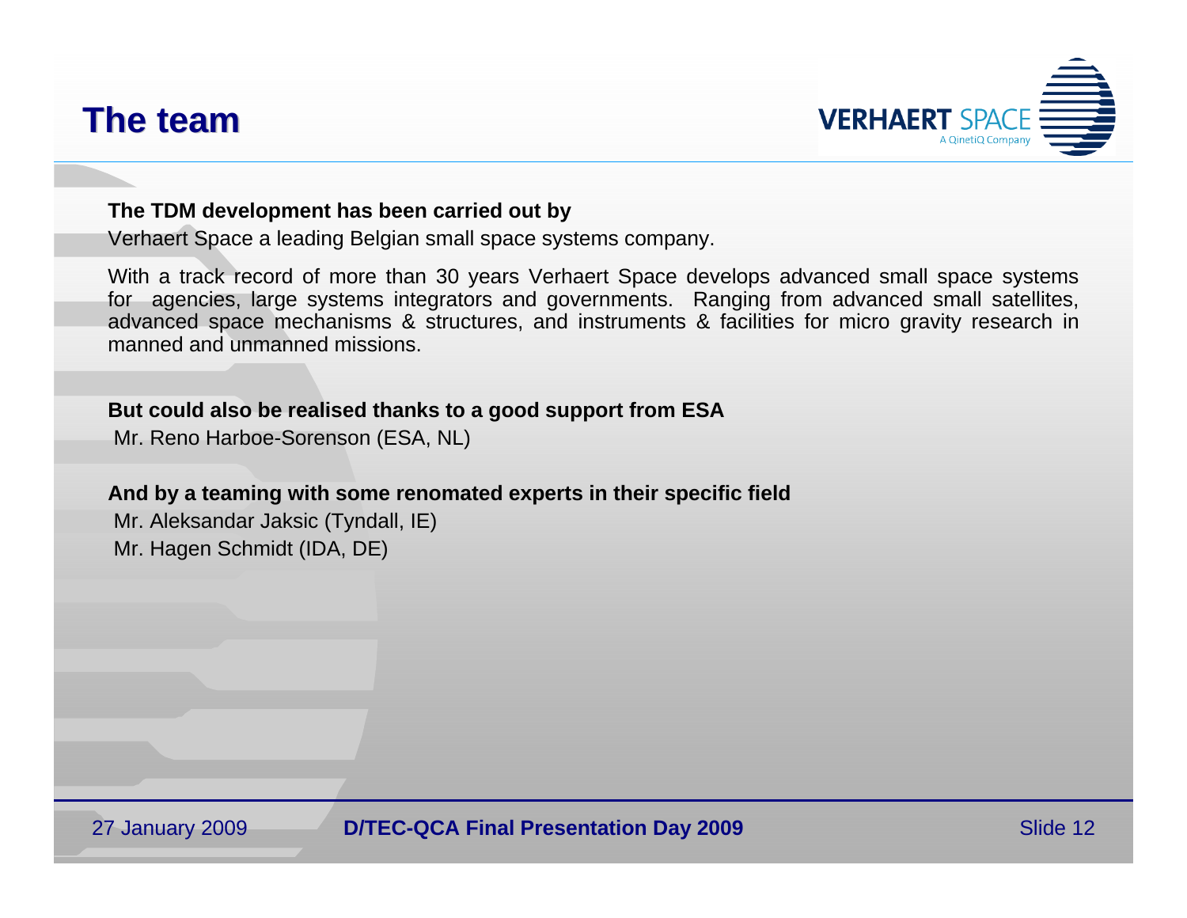# The team

**The TDM development has been carried out by**

Verhaert Space a leading Belgian small space systems company.

With a track record of more than 30 years Verhaert Space develops advanced small space systems for agencies, large systems integrators and governments. Ranging from advanced small satellites, advanced space mechanisms & structures, and instruments & facilities for micro gravity research in manned and unmanned missions.

**But could also be realised thanks to a good support from ESA**

Mr. Reno Harboe-Sorenson (ESA, NL)

**And by a teaming with some renomated experts in their specific field**

Mr. Aleksandar Jaksic (Tyndall, IE)

Mr. Hagen Schmidt (IDA, DE)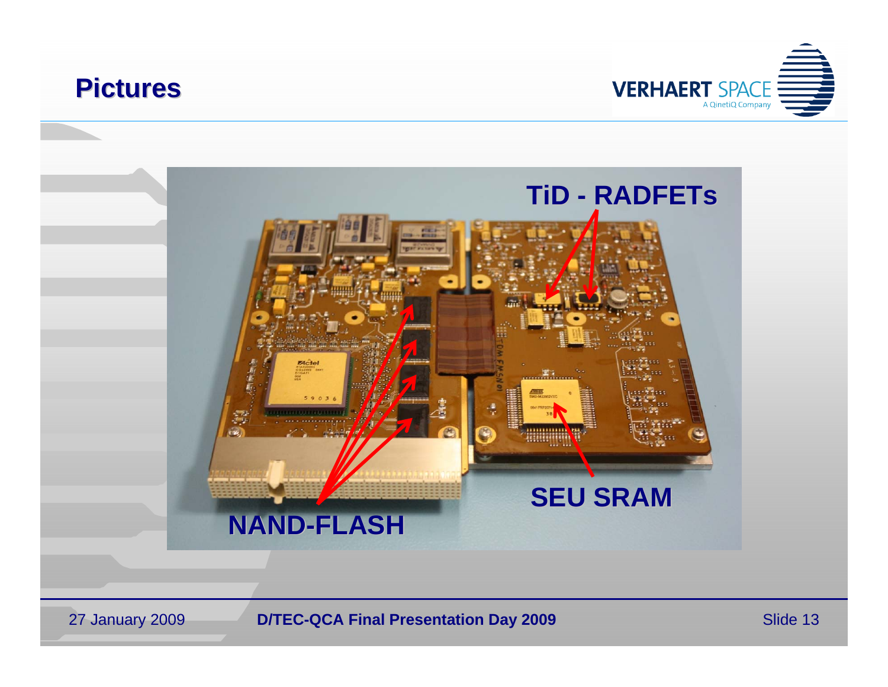# Pictures

TiD - RADFETs

NAND-FLASH

SEU SRAM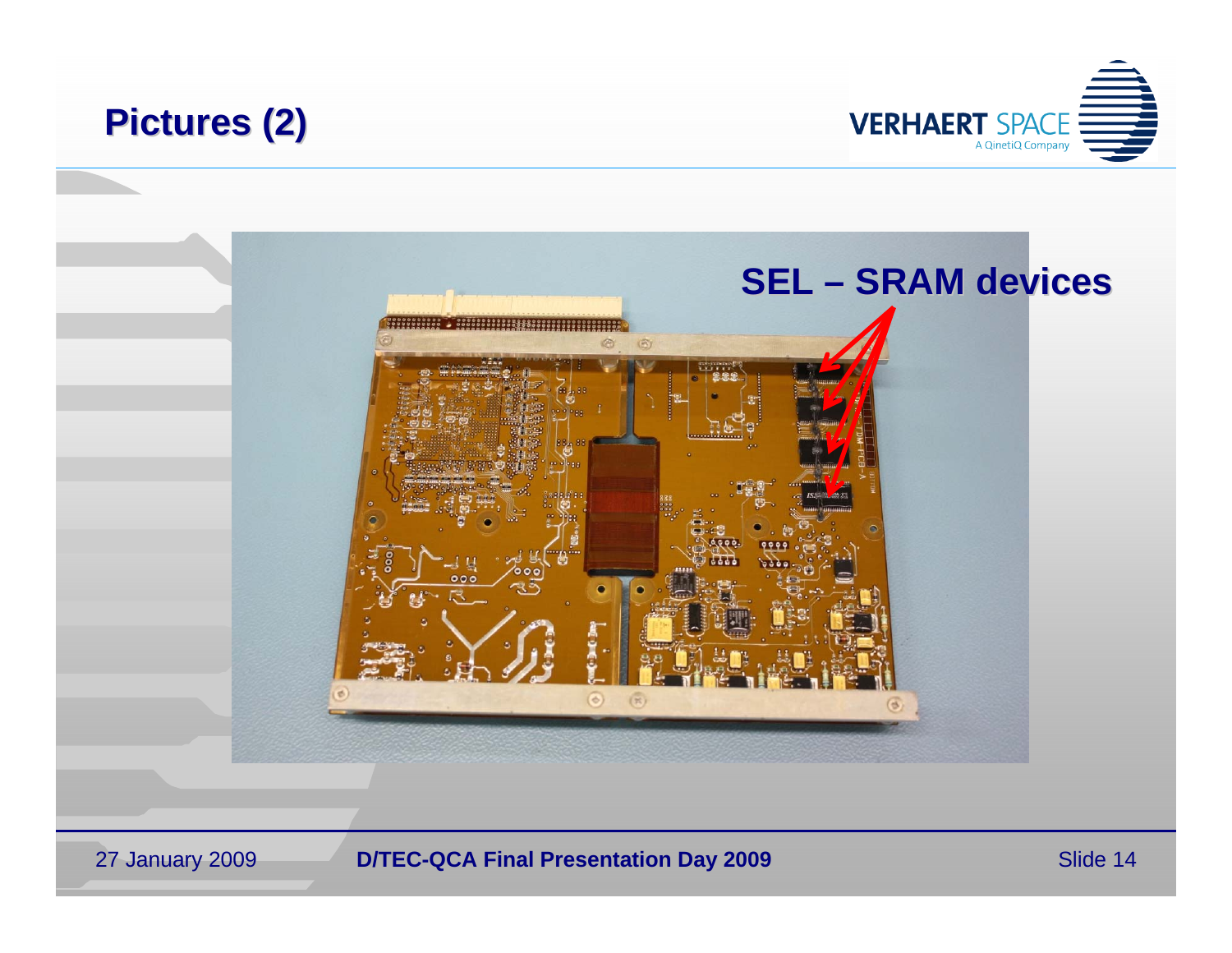# Pictures (2)

SEL – SRAM devices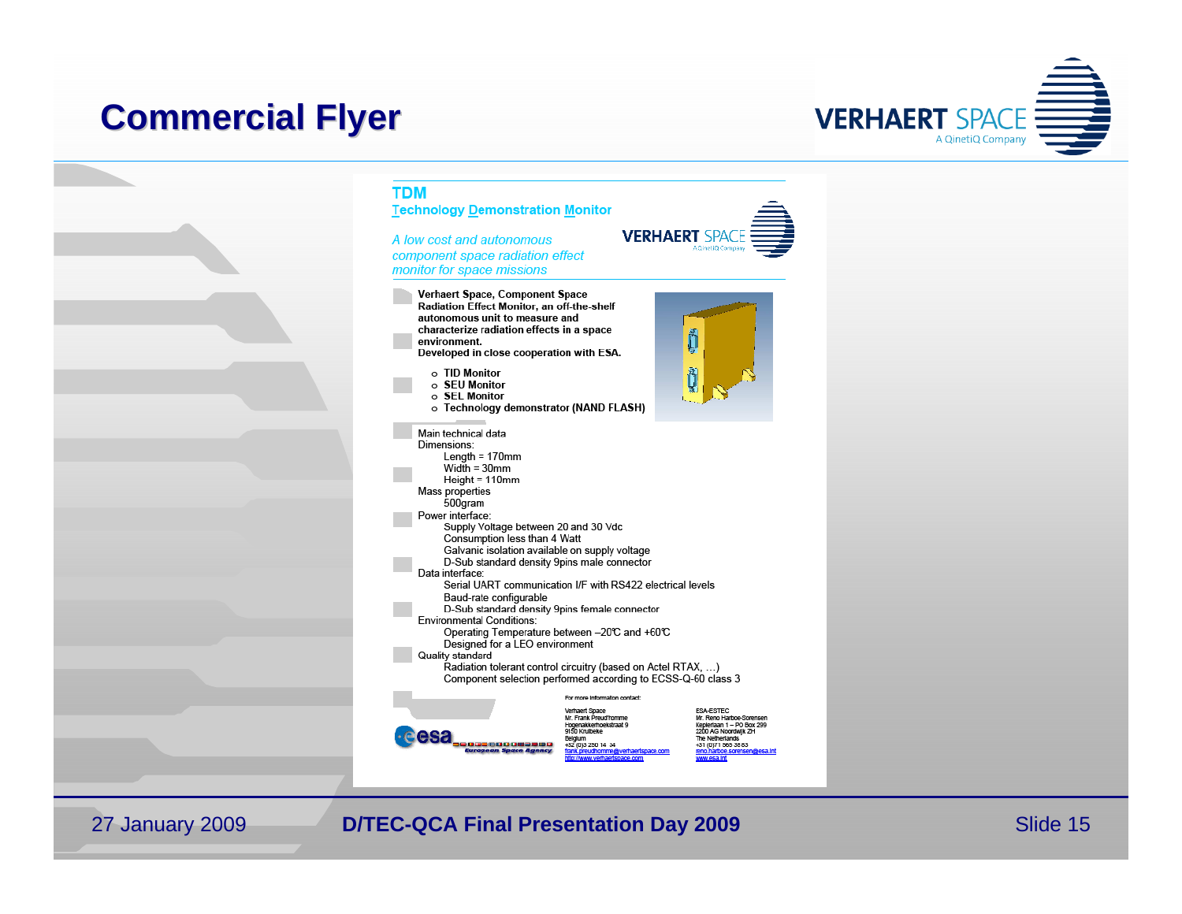# Commercial Flyer

## TDM

**Technology Demonstration Monitor**

*A low cost and autonomous component space radiation effect monitor for space missions*

**Verhaert Space, Component Space Radiation Effect Monitor, an off-the-shelf autonomous unit to measure and characterize radiation effects in a space environment.**
**Developed in close cooperation with ESA.**

- **TID Monitor**
- **SEU Monitor**
- **SEL Monitor**
- **Technology demonstrator (NAND FLASH)**

Main technical data

Dimensions:
- Length = 170mm
- Width = 30mm
- Height = 110mm

Mass properties
- 500gram

Power interface:
- Supply Voltage between 20 and 30 Vdc
- Consumption less than 4 Watt
- Galvanic isolation available on supply voltage
- D-Sub standard density 9pins male connector

Data interface:
- Serial UART communication I/F with RS422 electrical levels
- Baud-rate configurable
- D-Sub standard density 9pins female connector

Environmental Conditions:
- Operating Temperature between –20℃ and +60℃
- Designed for a LEO environment

Quality standard
- Radiation tolerant control circuitry (based on Actel RTAX, …)
- Component selection performed according to ECSS-Q-60 class 3

For more information contact:

Verhaert Space
Mr. Frank Preud'homme
Hogenakkerhoekstraat 9
9150 Kruibeke
Belgium
+32 (0)3 250 14 34
frank.preudhomme@verhaertspace.com
http://www.verhaertspace.com

ESA-ESTEC
Mr. Reno Harboe-Sorensen
Keplerlaan 1 – PO Box 299
2200 AG Noordwijk ZH
The Netherlands
+31 (0)71 565 3883
reno.harboe.sorensen@esa.int
www.esa.int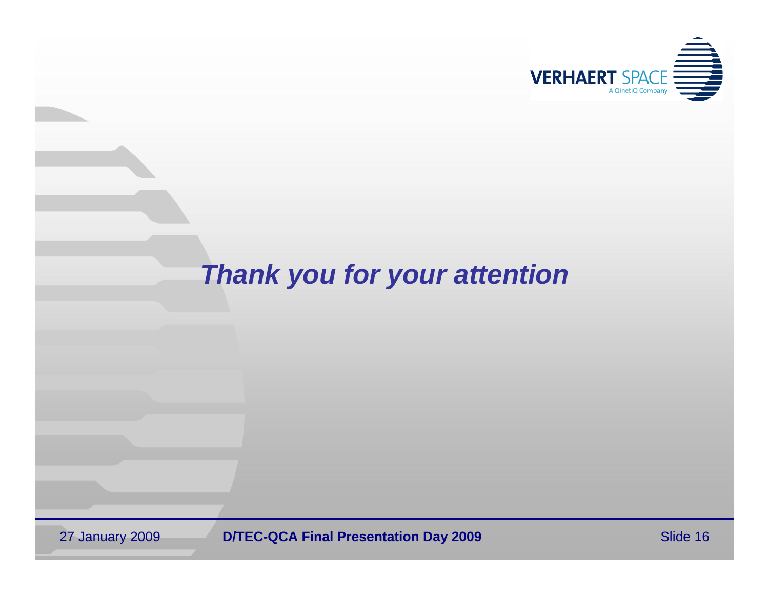***Thank you for your attention***